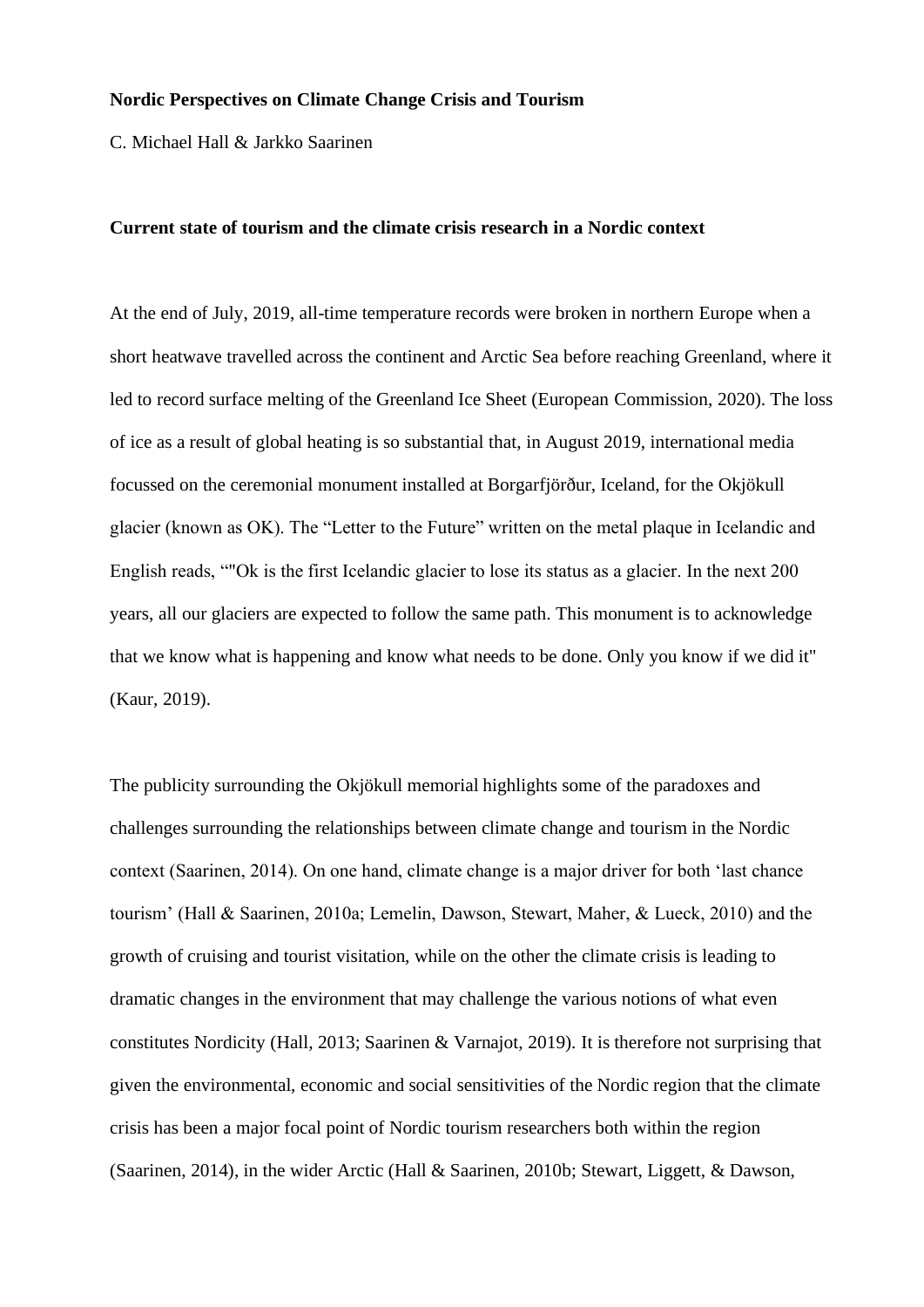**Nordic Perspectives on Climate Change Crisis and Tourism**

C. Michael Hall & Jarkko Saarinen

**Current state of tourism and the climate crisis research in a Nordic context**

At the end of July, 2019, all-time temperature records were broken in northern Europe when a short heatwave travelled across the continent and Arctic Sea before reaching Greenland, where it led to record surface melting of the Greenland Ice Sheet (European Commission, 2020). The loss of ice as a result of global heating is so substantial that, in August 2019, international media focussed on the ceremonial monument installed at Borgarfjörður, Iceland, for the Okjökull glacier (known as OK). The "Letter to the Future" written on the metal plaque in Icelandic and English reads, ""Ok is the first Icelandic glacier to lose its status as a glacier. In the next 200 years, all our glaciers are expected to follow the same path. This monument is to acknowledge that we know what is happening and know what needs to be done. Only you know if we did it" (Kaur, 2019).

The publicity surrounding the Okjökull memorial highlights some of the paradoxes and challenges surrounding the relationships between climate change and tourism in the Nordic context (Saarinen, 2014). On one hand, climate change is a major driver for both 'last chance tourism' (Hall & Saarinen, 2010a; Lemelin, Dawson, Stewart, Maher, & Lueck, 2010) and the growth of cruising and tourist visitation, while on the other the climate crisis is leading to dramatic changes in the environment that may challenge the various notions of what even constitutes Nordicity (Hall, 2013; Saarinen & Varnajot, 2019). It is therefore not surprising that given the environmental, economic and social sensitivities of the Nordic region that the climate crisis has been a major focal point of Nordic tourism researchers both within the region (Saarinen, 2014), in the wider Arctic (Hall & Saarinen, 2010b; Stewart, Liggett, & Dawson,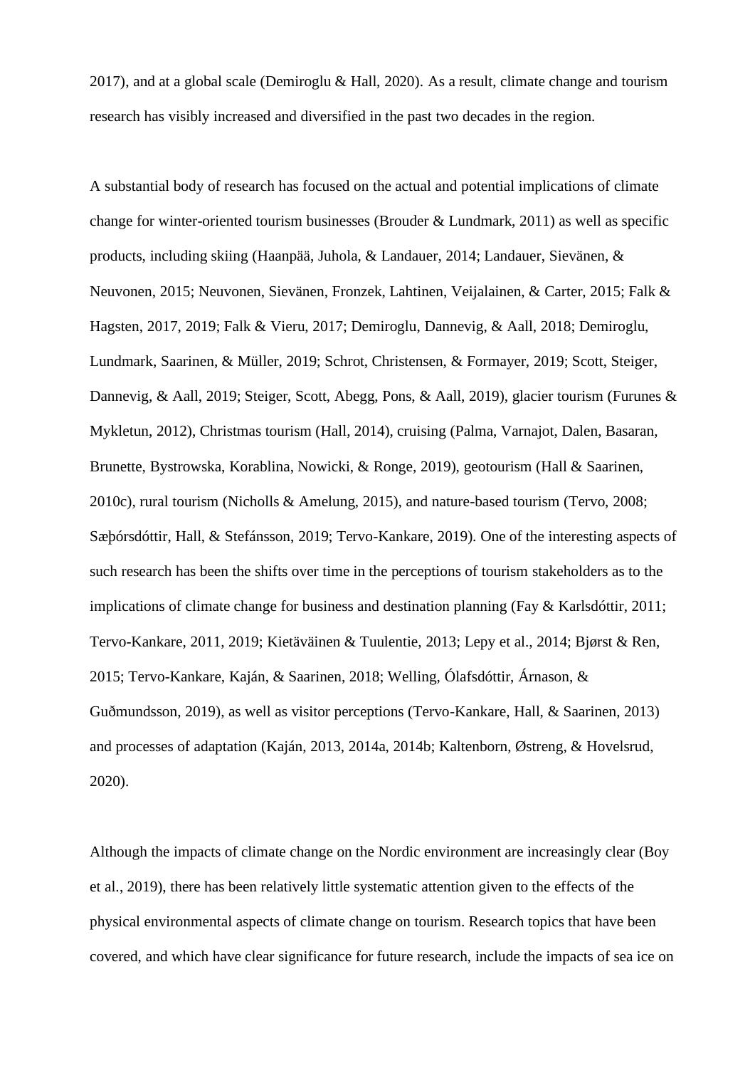2017), and at a global scale (Demiroglu & Hall, 2020). As a result, climate change and tourism research has visibly increased and diversified in the past two decades in the region.

A substantial body of research has focused on the actual and potential implications of climate change for winter-oriented tourism businesses (Brouder & Lundmark, 2011) as well as specific products, including skiing (Haanpää, Juhola, & Landauer, 2014; Landauer, Sievänen, & Neuvonen, 2015; Neuvonen, Sievänen, Fronzek, Lahtinen, Veijalainen, & Carter, 2015; Falk & Hagsten, 2017, 2019; Falk & Vieru, 2017; Demiroglu, Dannevig, & Aall, 2018; Demiroglu, Lundmark, Saarinen, & Müller, 2019; Schrot, Christensen, & Formayer, 2019; Scott, Steiger, Dannevig, & Aall, 2019; Steiger, Scott, Abegg, Pons, & Aall, 2019), glacier tourism (Furunes & Mykletun, 2012), Christmas tourism (Hall, 2014), cruising (Palma, Varnajot, Dalen, Basaran, Brunette, Bystrowska, Korablina, Nowicki, & Ronge, 2019), geotourism (Hall & Saarinen, 2010c), rural tourism (Nicholls & Amelung, 2015), and nature-based tourism (Tervo, 2008; Sæþórsdóttir, Hall, & Stefánsson, 2019; Tervo-Kankare, 2019). One of the interesting aspects of such research has been the shifts over time in the perceptions of tourism stakeholders as to the implications of climate change for business and destination planning (Fay & Karlsdóttir, 2011; Tervo-Kankare, 2011, 2019; Kietäväinen & Tuulentie, 2013; Lepy et al., 2014; Bjørst & Ren, 2015; Tervo-Kankare, Kaján, & Saarinen, 2018; Welling, Ólafsdóttir, Árnason, & Guðmundsson, 2019), as well as visitor perceptions (Tervo-Kankare, Hall, & Saarinen, 2013) and processes of adaptation (Kaján, 2013, 2014a, 2014b; Kaltenborn, Østreng, & Hovelsrud, 2020).

Although the impacts of climate change on the Nordic environment are increasingly clear (Boy et al., 2019), there has been relatively little systematic attention given to the effects of the physical environmental aspects of climate change on tourism. Research topics that have been covered, and which have clear significance for future research, include the impacts of sea ice on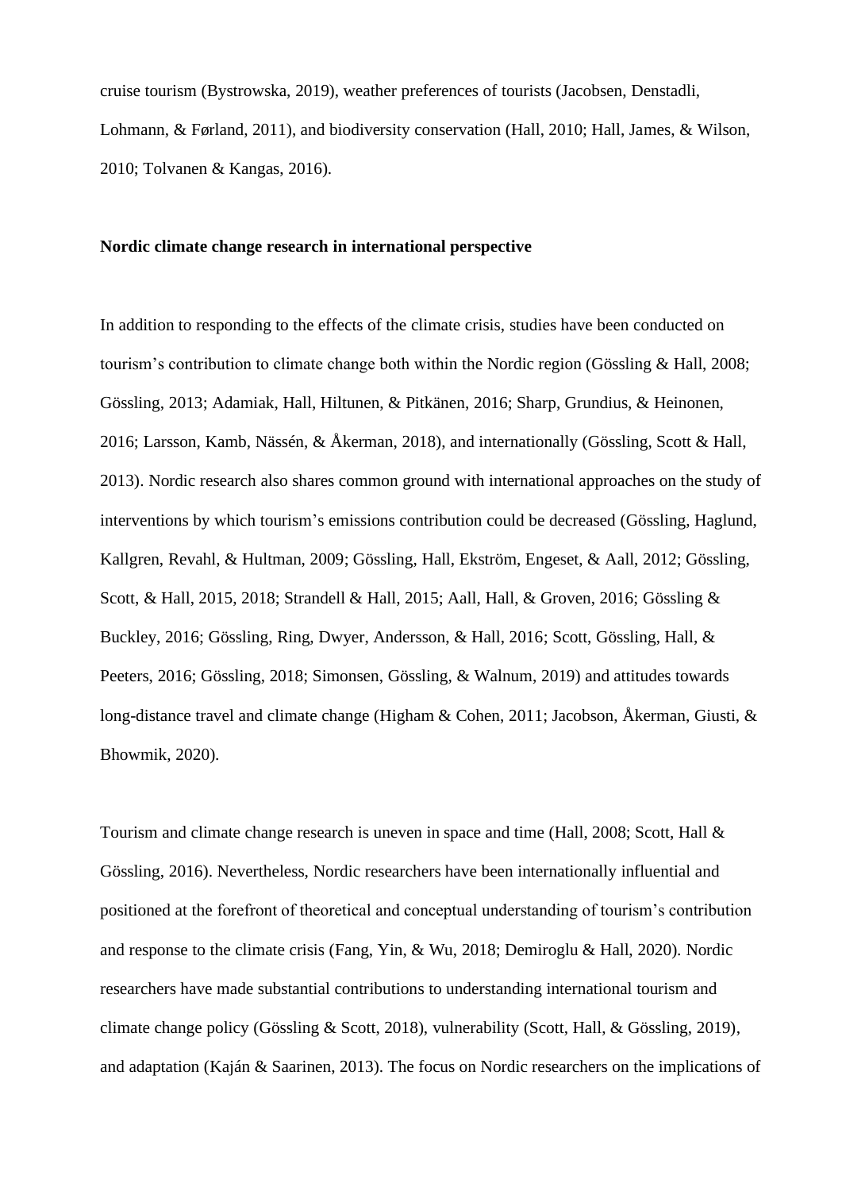cruise tourism (Bystrowska, 2019), weather preferences of tourists (Jacobsen, Denstadli, Lohmann, & Førland, 2011), and biodiversity conservation (Hall, 2010; Hall, James, & Wilson, 2010; Tolvanen & Kangas, 2016).

**Nordic climate change research in international perspective**

In addition to responding to the effects of the climate crisis, studies have been conducted on tourism's contribution to climate change both within the Nordic region (Gössling & Hall, 2008; Gössling, 2013; Adamiak, Hall, Hiltunen, & Pitkänen, 2016; Sharp, Grundius, & Heinonen, 2016; Larsson, Kamb, Nässén, & Åkerman, 2018), and internationally (Gössling, Scott & Hall, 2013). Nordic research also shares common ground with international approaches on the study of interventions by which tourism's emissions contribution could be decreased (Gössling, Haglund, Kallgren, Revahl, & Hultman, 2009; Gössling, Hall, Ekström, Engeset, & Aall, 2012; Gössling, Scott, & Hall, 2015, 2018; Strandell & Hall, 2015; Aall, Hall, & Groven, 2016; Gössling & Buckley, 2016; Gössling, Ring, Dwyer, Andersson, & Hall, 2016; Scott, Gössling, Hall, & Peeters, 2016; Gössling, 2018; Simonsen, Gössling, & Walnum, 2019) and attitudes towards long-distance travel and climate change (Higham & Cohen, 2011; Jacobson, Åkerman, Giusti, & Bhowmik, 2020).

Tourism and climate change research is uneven in space and time (Hall, 2008; Scott, Hall & Gössling, 2016). Nevertheless, Nordic researchers have been internationally influential and positioned at the forefront of theoretical and conceptual understanding of tourism's contribution and response to the climate crisis (Fang, Yin, & Wu, 2018; Demiroglu & Hall, 2020). Nordic researchers have made substantial contributions to understanding international tourism and climate change policy (Gössling & Scott, 2018), vulnerability (Scott, Hall, & Gössling, 2019), and adaptation (Kaján & Saarinen, 2013). The focus on Nordic researchers on the implications of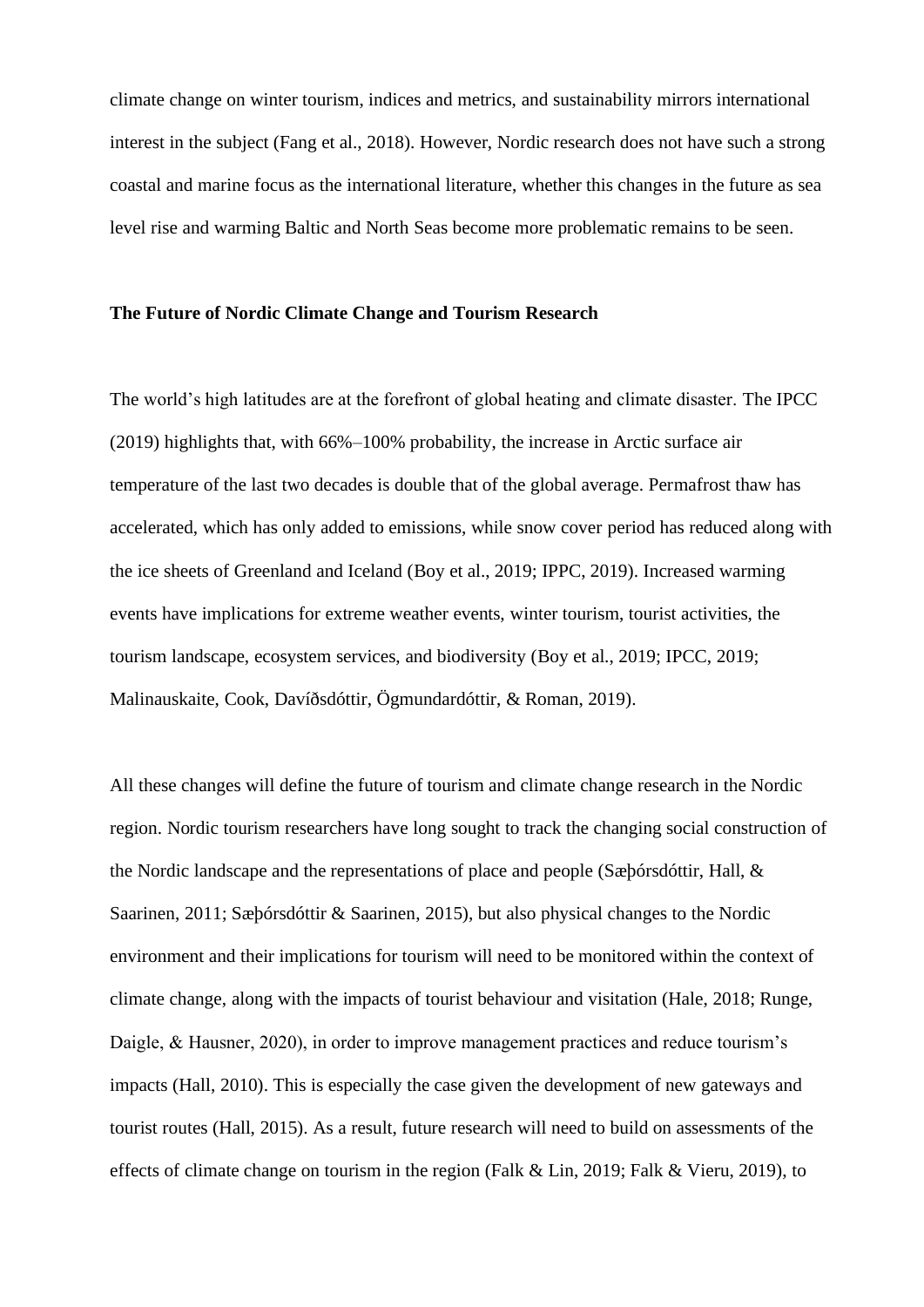climate change on winter tourism, indices and metrics, and sustainability mirrors international interest in the subject (Fang et al., 2018). However, Nordic research does not have such a strong coastal and marine focus as the international literature, whether this changes in the future as sea level rise and warming Baltic and North Seas become more problematic remains to be seen.

## The Future of Nordic Climate Change and Tourism Research

The world's high latitudes are at the forefront of global heating and climate disaster. The IPCC (2019) highlights that, with 66%–100% probability, the increase in Arctic surface air temperature of the last two decades is double that of the global average. Permafrost thaw has accelerated, which has only added to emissions, while snow cover period has reduced along with the ice sheets of Greenland and Iceland (Boy et al., 2019; IPPC, 2019). Increased warming events have implications for extreme weather events, winter tourism, tourist activities, the tourism landscape, ecosystem services, and biodiversity (Boy et al., 2019; IPCC, 2019; Malinauskaite, Cook, Davíðsdóttir, Ögmundardóttir, & Roman, 2019).

All these changes will define the future of tourism and climate change research in the Nordic region. Nordic tourism researchers have long sought to track the changing social construction of the Nordic landscape and the representations of place and people (Sæþórsdóttir, Hall, & Saarinen, 2011; Sæþórsdóttir & Saarinen, 2015), but also physical changes to the Nordic environment and their implications for tourism will need to be monitored within the context of climate change, along with the impacts of tourist behaviour and visitation (Hale, 2018; Runge, Daigle, & Hausner, 2020), in order to improve management practices and reduce tourism's impacts (Hall, 2010). This is especially the case given the development of new gateways and tourist routes (Hall, 2015). As a result, future research will need to build on assessments of the effects of climate change on tourism in the region (Falk & Lin, 2019; Falk & Vieru, 2019), to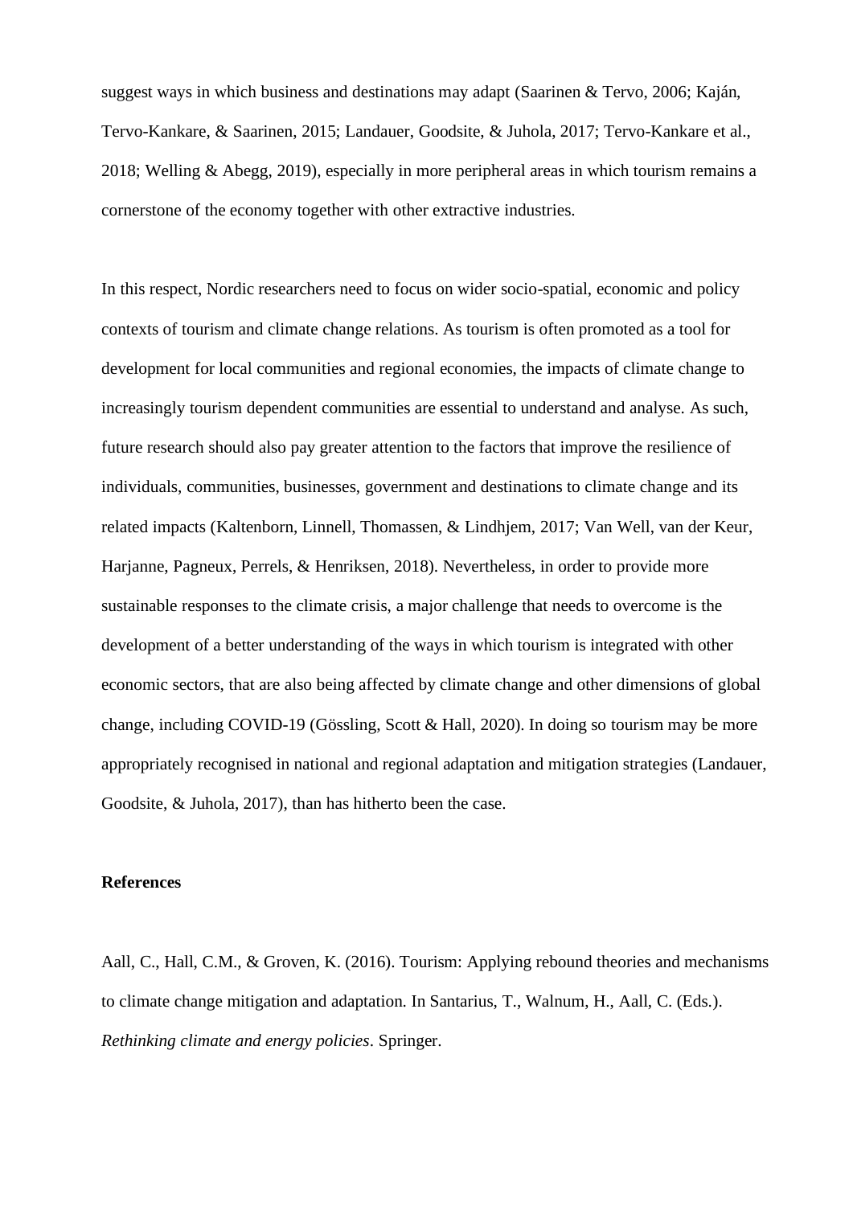suggest ways in which business and destinations may adapt (Saarinen & Tervo, 2006; Kaján, Tervo-Kankare, & Saarinen, 2015; Landauer, Goodsite, & Juhola, 2017; Tervo-Kankare et al., 2018; Welling & Abegg, 2019), especially in more peripheral areas in which tourism remains a cornerstone of the economy together with other extractive industries.

In this respect, Nordic researchers need to focus on wider socio-spatial, economic and policy contexts of tourism and climate change relations. As tourism is often promoted as a tool for development for local communities and regional economies, the impacts of climate change to increasingly tourism dependent communities are essential to understand and analyse. As such, future research should also pay greater attention to the factors that improve the resilience of individuals, communities, businesses, government and destinations to climate change and its related impacts (Kaltenborn, Linnell, Thomassen, & Lindhjem, 2017; Van Well, van der Keur, Harjanne, Pagneux, Perrels, & Henriksen, 2018). Nevertheless, in order to provide more sustainable responses to the climate crisis, a major challenge that needs to overcome is the development of a better understanding of the ways in which tourism is integrated with other economic sectors, that are also being affected by climate change and other dimensions of global change, including COVID-19 (Gössling, Scott & Hall, 2020). In doing so tourism may be more appropriately recognised in national and regional adaptation and mitigation strategies (Landauer, Goodsite, & Juhola, 2017), than has hitherto been the case.

**References**

Aall, C., Hall, C.M., & Groven, K. (2016). Tourism: Applying rebound theories and mechanisms to climate change mitigation and adaptation. In Santarius, T., Walnum, H., Aall, C. (Eds.). *Rethinking climate and energy policies*. Springer.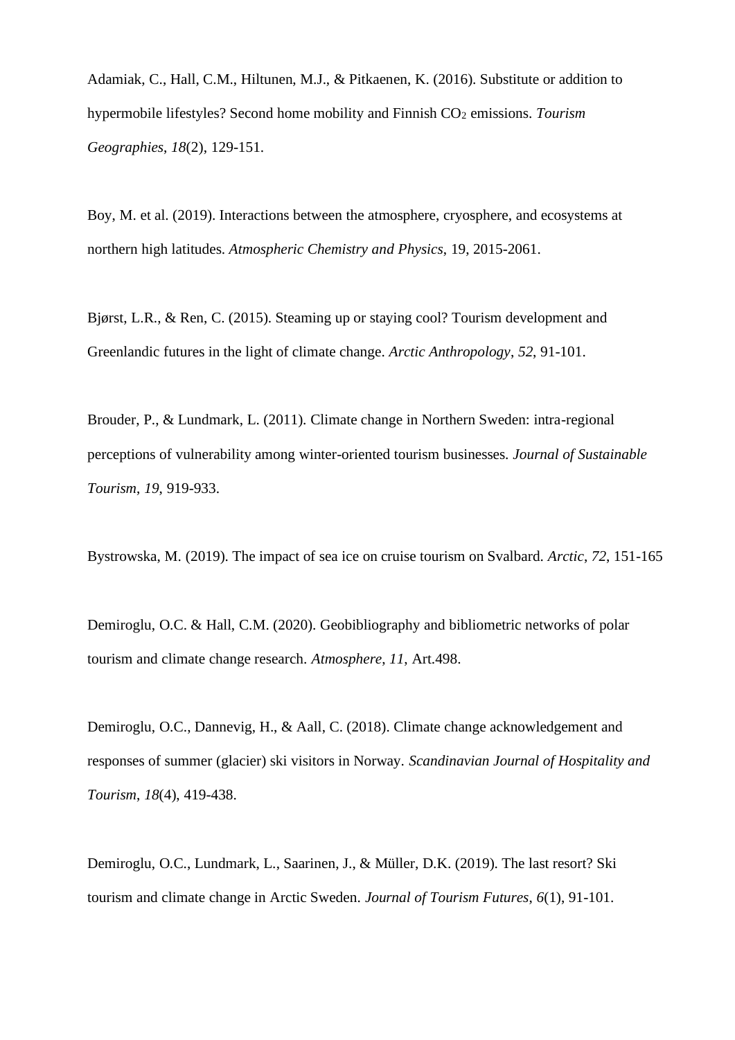Adamiak, C., Hall, C.M., Hiltunen, M.J., & Pitkaenen, K. (2016). Substitute or addition to hypermobile lifestyles? Second home mobility and Finnish $CO_2$ emissions. *Tourism Geographies*, *18*(2), 129-151.

Boy, M. et al. (2019). Interactions between the atmosphere, cryosphere, and ecosystems at northern high latitudes. *Atmospheric Chemistry and Physics*, 19, 2015-2061.

Bjørst, L.R., & Ren, C. (2015). Steaming up or staying cool? Tourism development and Greenlandic futures in the light of climate change. *Arctic Anthropology*, *52*, 91-101.

Brouder, P., & Lundmark, L. (2011). Climate change in Northern Sweden: intra-regional perceptions of vulnerability among winter-oriented tourism businesses. *Journal of Sustainable Tourism*, *19*, 919-933.

Bystrowska, M. (2019). The impact of sea ice on cruise tourism on Svalbard. *Arctic*, *72*, 151-165

Demiroglu, O.C. & Hall, C.M. (2020). Geobibliography and bibliometric networks of polar tourism and climate change research. *Atmosphere*, *11*, Art.498.

Demiroglu, O.C., Dannevig, H., & Aall, C. (2018). Climate change acknowledgement and responses of summer (glacier) ski visitors in Norway. *Scandinavian Journal of Hospitality and Tourism*, *18*(4), 419-438.

Demiroglu, O.C., Lundmark, L., Saarinen, J., & Müller, D.K. (2019). The last resort? Ski tourism and climate change in Arctic Sweden. *Journal of Tourism Futures*, *6*(1), 91-101.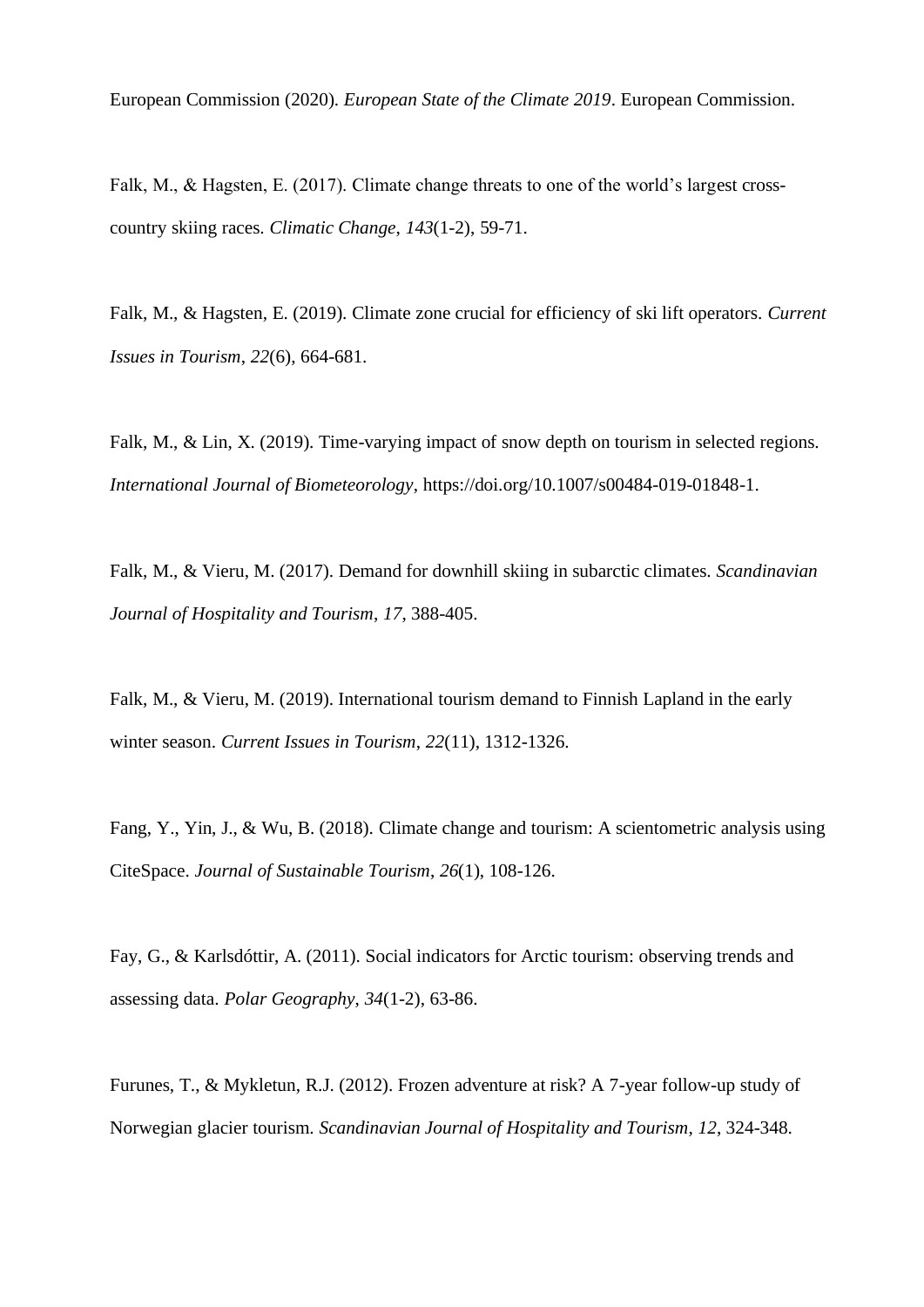European Commission (2020). *European State of the Climate 2019*. European Commission.

Falk, M., & Hagsten, E. (2017). Climate change threats to one of the world's largest cross-country skiing races. *Climatic Change*, *143*(1-2), 59-71.

Falk, M., & Hagsten, E. (2019). Climate zone crucial for efficiency of ski lift operators. *Current Issues in Tourism*, *22*(6), 664-681.

Falk, M., & Lin, X. (2019). Time-varying impact of snow depth on tourism in selected regions. *International Journal of Biometeorology*, https://doi.org/10.1007/s00484-019-01848-1.

Falk, M., & Vieru, M. (2017). Demand for downhill skiing in subarctic climates. *Scandinavian Journal of Hospitality and Tourism*, *17*, 388-405.

Falk, M., & Vieru, M. (2019). International tourism demand to Finnish Lapland in the early winter season. *Current Issues in Tourism*, *22*(11), 1312-1326.

Fang, Y., Yin, J., & Wu, B. (2018). Climate change and tourism: A scientometric analysis using CiteSpace. *Journal of Sustainable Tourism*, *26*(1), 108-126.

Fay, G., & Karlsdóttir, A. (2011). Social indicators for Arctic tourism: observing trends and assessing data. *Polar Geography*, *34*(1-2), 63-86.

Furunes, T., & Mykletun, R.J. (2012). Frozen adventure at risk? A 7-year follow-up study of Norwegian glacier tourism. *Scandinavian Journal of Hospitality and Tourism*, *12*, 324-348.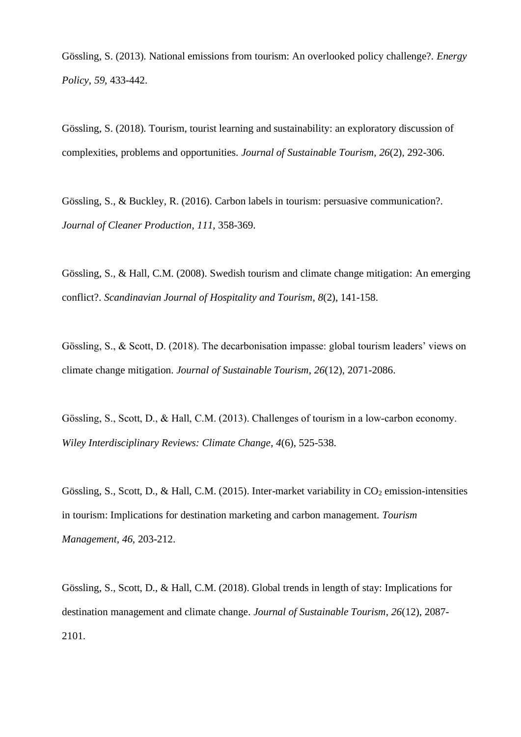Gössling, S. (2013). National emissions from tourism: An overlooked policy challenge?. *Energy Policy*, *59*, 433-442.

Gössling, S. (2018). Tourism, tourist learning and sustainability: an exploratory discussion of complexities, problems and opportunities. *Journal of Sustainable Tourism*, *26*(2), 292-306.

Gössling, S., & Buckley, R. (2016). Carbon labels in tourism: persuasive communication?. *Journal of Cleaner Production*, *111*, 358-369.

Gössling, S., & Hall, C.M. (2008). Swedish tourism and climate change mitigation: An emerging conflict?. *Scandinavian Journal of Hospitality and Tourism*, *8*(2), 141-158.

Gössling, S., & Scott, D. (2018). The decarbonisation impasse: global tourism leaders' views on climate change mitigation. *Journal of Sustainable Tourism*, *26*(12), 2071-2086.

Gössling, S., Scott, D., & Hall, C.M. (2013). Challenges of tourism in a low-carbon economy. *Wiley Interdisciplinary Reviews: Climate Change*, *4*(6), 525-538.

Gössling, S., Scott, D., & Hall, C.M. (2015). Inter-market variability in $CO_2$ emission-intensities in tourism: Implications for destination marketing and carbon management. *Tourism Management*, *46*, 203-212.

Gössling, S., Scott, D., & Hall, C.M. (2018). Global trends in length of stay: Implications for destination management and climate change. *Journal of Sustainable Tourism*, *26*(12), 2087-2101.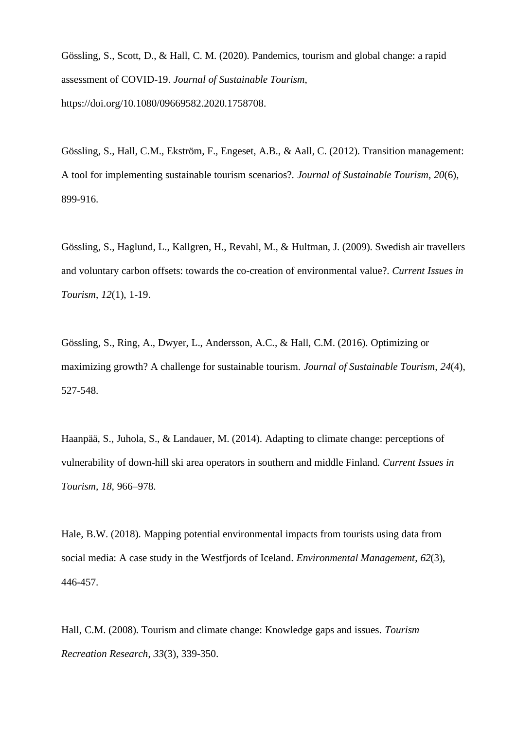Gössling, S., Scott, D., & Hall, C. M. (2020). Pandemics, tourism and global change: a rapid assessment of COVID-19. *Journal of Sustainable Tourism*, https://doi.org/10.1080/09669582.2020.1758708.

Gössling, S., Hall, C.M., Ekström, F., Engeset, A.B., & Aall, C. (2012). Transition management: A tool for implementing sustainable tourism scenarios?. *Journal of Sustainable Tourism*, *20*(6), 899-916.

Gössling, S., Haglund, L., Kallgren, H., Revahl, M., & Hultman, J. (2009). Swedish air travellers and voluntary carbon offsets: towards the co-creation of environmental value?. *Current Issues in Tourism*, *12*(1), 1-19.

Gössling, S., Ring, A., Dwyer, L., Andersson, A.C., & Hall, C.M. (2016). Optimizing or maximizing growth? A challenge for sustainable tourism. *Journal of Sustainable Tourism*, *24*(4), 527-548.

Haanpää, S., Juhola, S., & Landauer, M. (2014). Adapting to climate change: perceptions of vulnerability of down-hill ski area operators in southern and middle Finland. *Current Issues in Tourism*, *18*, 966–978.

Hale, B.W. (2018). Mapping potential environmental impacts from tourists using data from social media: A case study in the Westfjords of Iceland. *Environmental Management*, *62*(3), 446-457.

Hall, C.M. (2008). Tourism and climate change: Knowledge gaps and issues. *Tourism Recreation Research*, *33*(3), 339-350.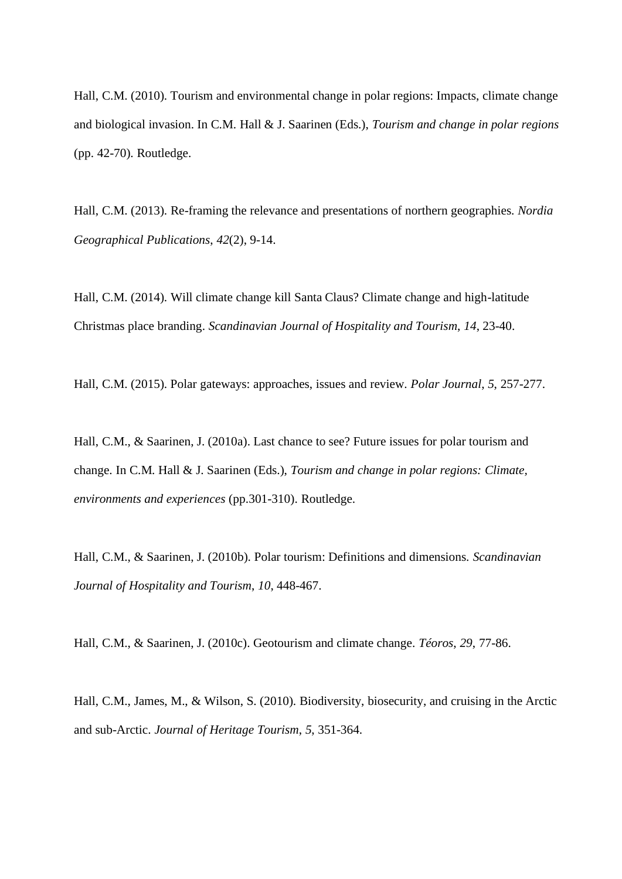Hall, C.M. (2010). Tourism and environmental change in polar regions: Impacts, climate change and biological invasion. In C.M. Hall & J. Saarinen (Eds.), *Tourism and change in polar regions* (pp. 42-70). Routledge.

Hall, C.M. (2013). Re-framing the relevance and presentations of northern geographies. *Nordia Geographical Publications*, *42*(2), 9-14.

Hall, C.M. (2014). Will climate change kill Santa Claus? Climate change and high-latitude Christmas place branding. *Scandinavian Journal of Hospitality and Tourism*, *14*, 23-40.

Hall, C.M. (2015). Polar gateways: approaches, issues and review. *Polar Journal*, *5*, 257-277.

Hall, C.M., & Saarinen, J. (2010a). Last chance to see? Future issues for polar tourism and change. In C.M. Hall & J. Saarinen (Eds.), *Tourism and change in polar regions: Climate, environments and experiences* (pp.301-310). Routledge.

Hall, C.M., & Saarinen, J. (2010b). Polar tourism: Definitions and dimensions. *Scandinavian Journal of Hospitality and Tourism*, *10*, 448-467.

Hall, C.M., & Saarinen, J. (2010c). Geotourism and climate change. *Téoros*, *29*, 77-86.

Hall, C.M., James, M., & Wilson, S. (2010). Biodiversity, biosecurity, and cruising in the Arctic and sub-Arctic. *Journal of Heritage Tourism*, *5*, 351-364.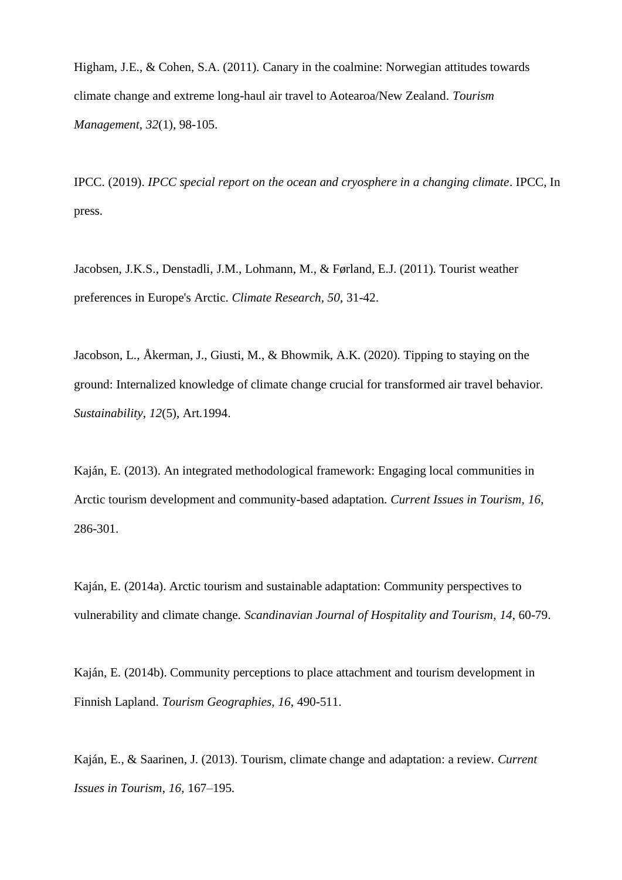Higham, J.E., & Cohen, S.A. (2011). Canary in the coalmine: Norwegian attitudes towards climate change and extreme long-haul air travel to Aotearoa/New Zealand. *Tourism Management*, *32*(1), 98-105.

IPCC. (2019). *IPCC special report on the ocean and cryosphere in a changing climate*. IPCC, In press.

Jacobsen, J.K.S., Denstadli, J.M., Lohmann, M., & Førland, E.J. (2011). Tourist weather preferences in Europe's Arctic. *Climate Research*, *50*, 31-42.

Jacobson, L., Åkerman, J., Giusti, M., & Bhowmik, A.K. (2020). Tipping to staying on the ground: Internalized knowledge of climate change crucial for transformed air travel behavior. *Sustainability*, *12*(5), Art.1994.

Kaján, E. (2013). An integrated methodological framework: Engaging local communities in Arctic tourism development and community-based adaptation. *Current Issues in Tourism*, *16*, 286-301.

Kaján, E. (2014a). Arctic tourism and sustainable adaptation: Community perspectives to vulnerability and climate change. *Scandinavian Journal of Hospitality and Tourism*, *14*, 60-79.

Kaján, E. (2014b). Community perceptions to place attachment and tourism development in Finnish Lapland. *Tourism Geographies*, *16*, 490-511.

Kaján, E., & Saarinen, J. (2013). Tourism, climate change and adaptation: a review. *Current Issues in Tourism*, *16*, 167–195.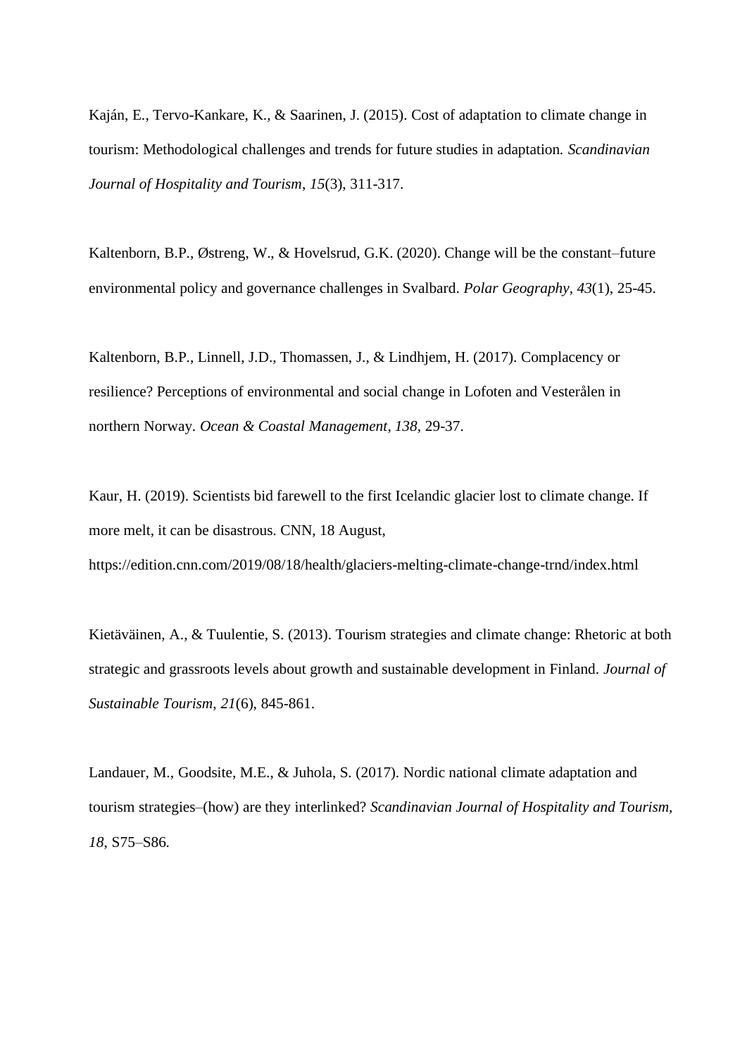Kaján, E., Tervo-Kankare, K., & Saarinen, J. (2015). Cost of adaptation to climate change in tourism: Methodological challenges and trends for future studies in adaptation. *Scandinavian Journal of Hospitality and Tourism*, *15*(3), 311-317.

Kaltenborn, B.P., Østreng, W., & Hovelsrud, G.K. (2020). Change will be the constant–future environmental policy and governance challenges in Svalbard. *Polar Geography*, *43*(1), 25-45.

Kaltenborn, B.P., Linnell, J.D., Thomassen, J., & Lindhjem, H. (2017). Complacency or resilience? Perceptions of environmental and social change in Lofoten and Vesterålen in northern Norway. *Ocean & Coastal Management*, *138*, 29-37.

Kaur, H. (2019). Scientists bid farewell to the first Icelandic glacier lost to climate change. If more melt, it can be disastrous. CNN, 18 August, https://edition.cnn.com/2019/08/18/health/glaciers-melting-climate-change-trnd/index.html

Kietäväinen, A., & Tuulentie, S. (2013). Tourism strategies and climate change: Rhetoric at both strategic and grassroots levels about growth and sustainable development in Finland. *Journal of Sustainable Tourism*, *21*(6), 845-861.

Landauer, M., Goodsite, M.E., & Juhola, S. (2017). Nordic national climate adaptation and tourism strategies–(how) are they interlinked? *Scandinavian Journal of Hospitality and Tourism*, *18*, S75–S86.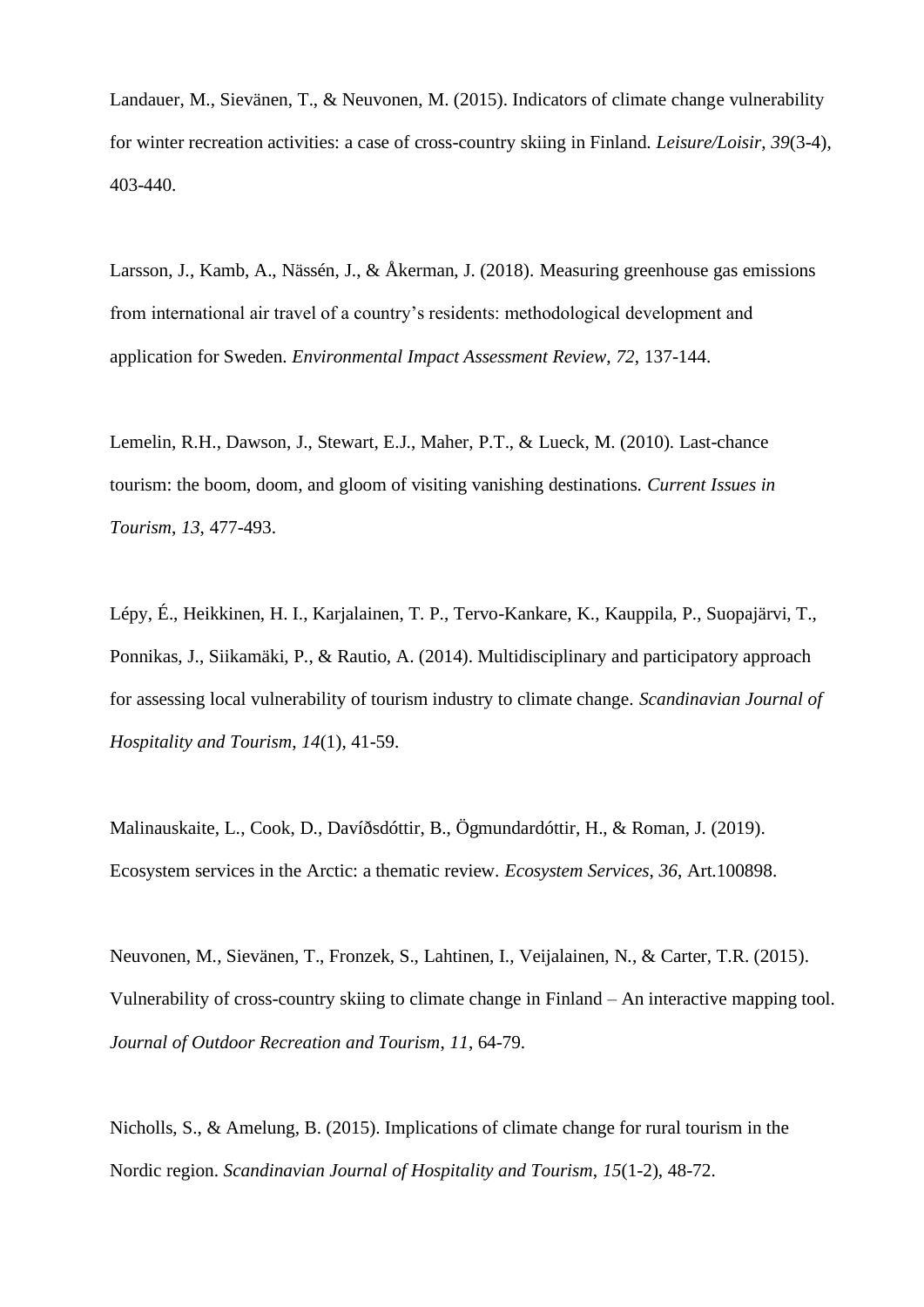Landauer, M., Sievänen, T., & Neuvonen, M. (2015). Indicators of climate change vulnerability for winter recreation activities: a case of cross-country skiing in Finland. *Leisure/Loisir*, *39*(3-4), 403-440.

Larsson, J., Kamb, A., Nässén, J., & Åkerman, J. (2018). Measuring greenhouse gas emissions from international air travel of a country's residents: methodological development and application for Sweden. *Environmental Impact Assessment Review*, *72*, 137-144.

Lemelin, R.H., Dawson, J., Stewart, E.J., Maher, P.T., & Lueck, M. (2010). Last-chance tourism: the boom, doom, and gloom of visiting vanishing destinations. *Current Issues in Tourism*, *13*, 477-493.

Lépy, É., Heikkinen, H. I., Karjalainen, T. P., Tervo-Kankare, K., Kauppila, P., Suopajärvi, T., Ponnikas, J., Siikamäki, P., & Rautio, A. (2014). Multidisciplinary and participatory approach for assessing local vulnerability of tourism industry to climate change. *Scandinavian Journal of Hospitality and Tourism*, *14*(1), 41-59.

Malinauskaite, L., Cook, D., Davíðsdóttir, B., Ögmundardóttir, H., & Roman, J. (2019). Ecosystem services in the Arctic: a thematic review. *Ecosystem Services*, *36*, Art.100898.

Neuvonen, M., Sievänen, T., Fronzek, S., Lahtinen, I., Veijalainen, N., & Carter, T.R. (2015). Vulnerability of cross-country skiing to climate change in Finland – An interactive mapping tool. *Journal of Outdoor Recreation and Tourism*, *11*, 64-79.

Nicholls, S., & Amelung, B. (2015). Implications of climate change for rural tourism in the Nordic region. *Scandinavian Journal of Hospitality and Tourism*, *15*(1-2), 48-72.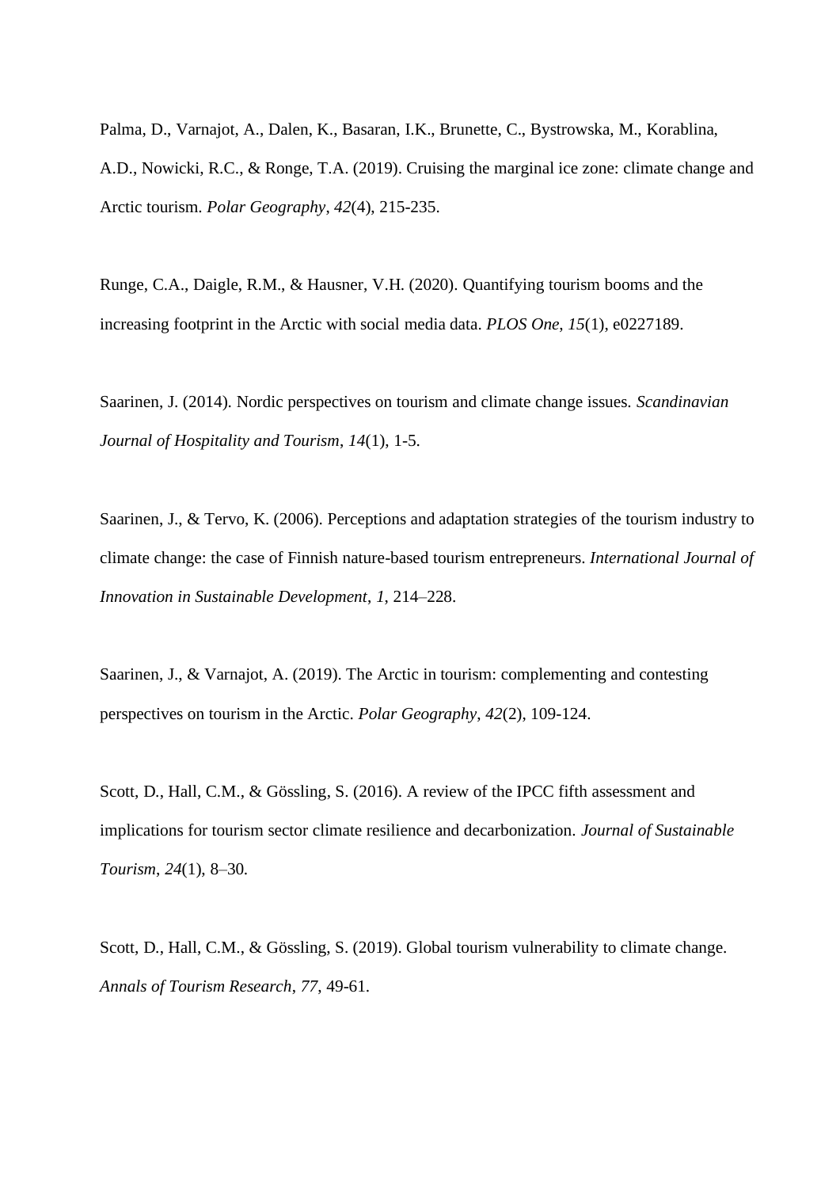Palma, D., Varnajot, A., Dalen, K., Basaran, I.K., Brunette, C., Bystrowska, M., Korablina, A.D., Nowicki, R.C., & Ronge, T.A. (2019). Cruising the marginal ice zone: climate change and Arctic tourism. *Polar Geography*, *42*(4), 215-235.

Runge, C.A., Daigle, R.M., & Hausner, V.H. (2020). Quantifying tourism booms and the increasing footprint in the Arctic with social media data. *PLOS One*, *15*(1), e0227189.

Saarinen, J. (2014). Nordic perspectives on tourism and climate change issues. *Scandinavian Journal of Hospitality and Tourism*, *14*(1), 1-5.

Saarinen, J., & Tervo, K. (2006). Perceptions and adaptation strategies of the tourism industry to climate change: the case of Finnish nature-based tourism entrepreneurs. *International Journal of Innovation in Sustainable Development*, *1*, 214–228.

Saarinen, J., & Varnajot, A. (2019). The Arctic in tourism: complementing and contesting perspectives on tourism in the Arctic. *Polar Geography*, *42*(2), 109-124.

Scott, D., Hall, C.M., & Gössling, S. (2016). A review of the IPCC fifth assessment and implications for tourism sector climate resilience and decarbonization. *Journal of Sustainable Tourism*, *24*(1), 8–30.

Scott, D., Hall, C.M., & Gössling, S. (2019). Global tourism vulnerability to climate change. *Annals of Tourism Research*, *77*, 49-61.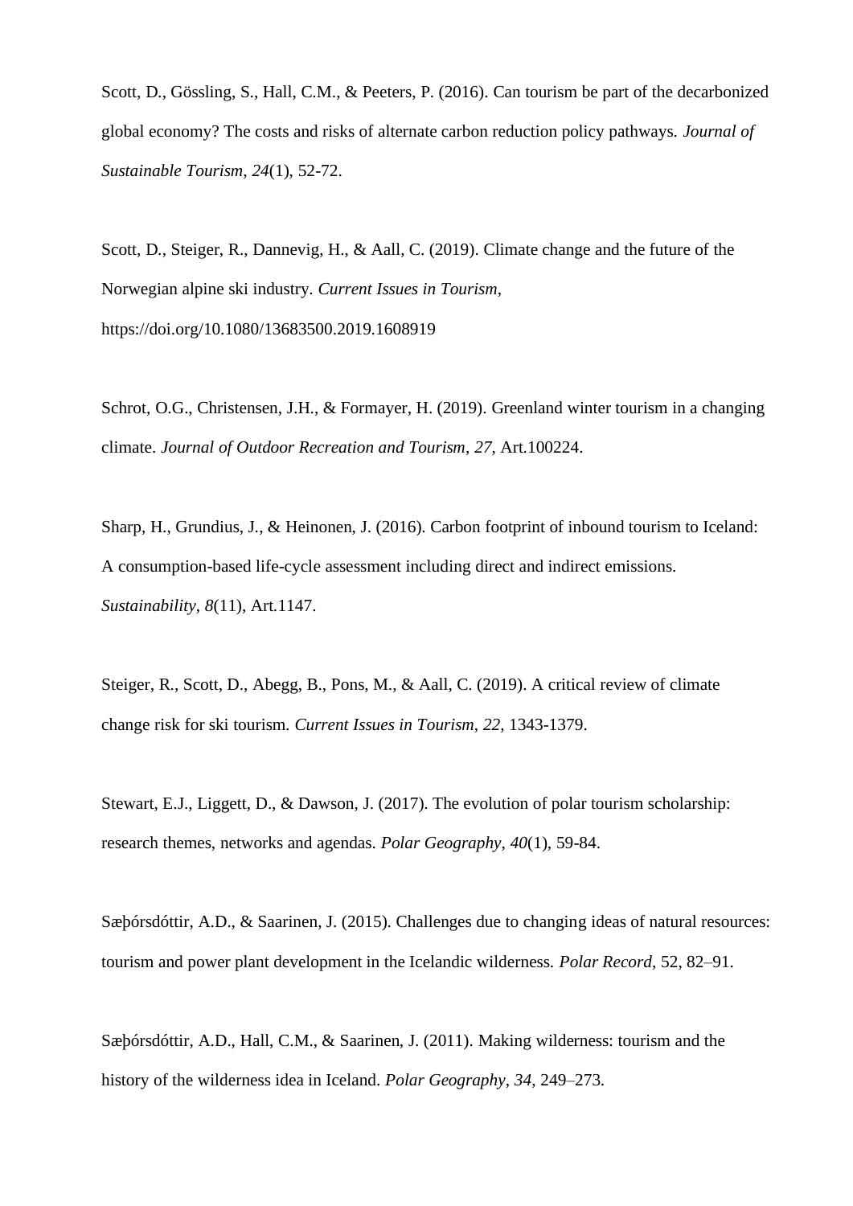Scott, D., Gössling, S., Hall, C.M., & Peeters, P. (2016). Can tourism be part of the decarbonized global economy? The costs and risks of alternate carbon reduction policy pathways. *Journal of Sustainable Tourism*, *24*(1), 52-72.

Scott, D., Steiger, R., Dannevig, H., & Aall, C. (2019). Climate change and the future of the Norwegian alpine ski industry. *Current Issues in Tourism*, https://doi.org/10.1080/13683500.2019.1608919

Schrot, O.G., Christensen, J.H., & Formayer, H. (2019). Greenland winter tourism in a changing climate. *Journal of Outdoor Recreation and Tourism*, *27*, Art.100224.

Sharp, H., Grundius, J., & Heinonen, J. (2016). Carbon footprint of inbound tourism to Iceland: A consumption-based life-cycle assessment including direct and indirect emissions. *Sustainability*, *8*(11), Art.1147.

Steiger, R., Scott, D., Abegg, B., Pons, M., & Aall, C. (2019). A critical review of climate change risk for ski tourism. *Current Issues in Tourism*, *22*, 1343-1379.

Stewart, E.J., Liggett, D., & Dawson, J. (2017). The evolution of polar tourism scholarship: research themes, networks and agendas. *Polar Geography*, *40*(1), 59-84.

Sæþórsdóttir, A.D., & Saarinen, J. (2015). Challenges due to changing ideas of natural resources: tourism and power plant development in the Icelandic wilderness. *Polar Record*, 52, 82–91.

Sæþórsdóttir, A.D., Hall, C.M., & Saarinen, J. (2011). Making wilderness: tourism and the history of the wilderness idea in Iceland. *Polar Geography*, *34*, 249–273.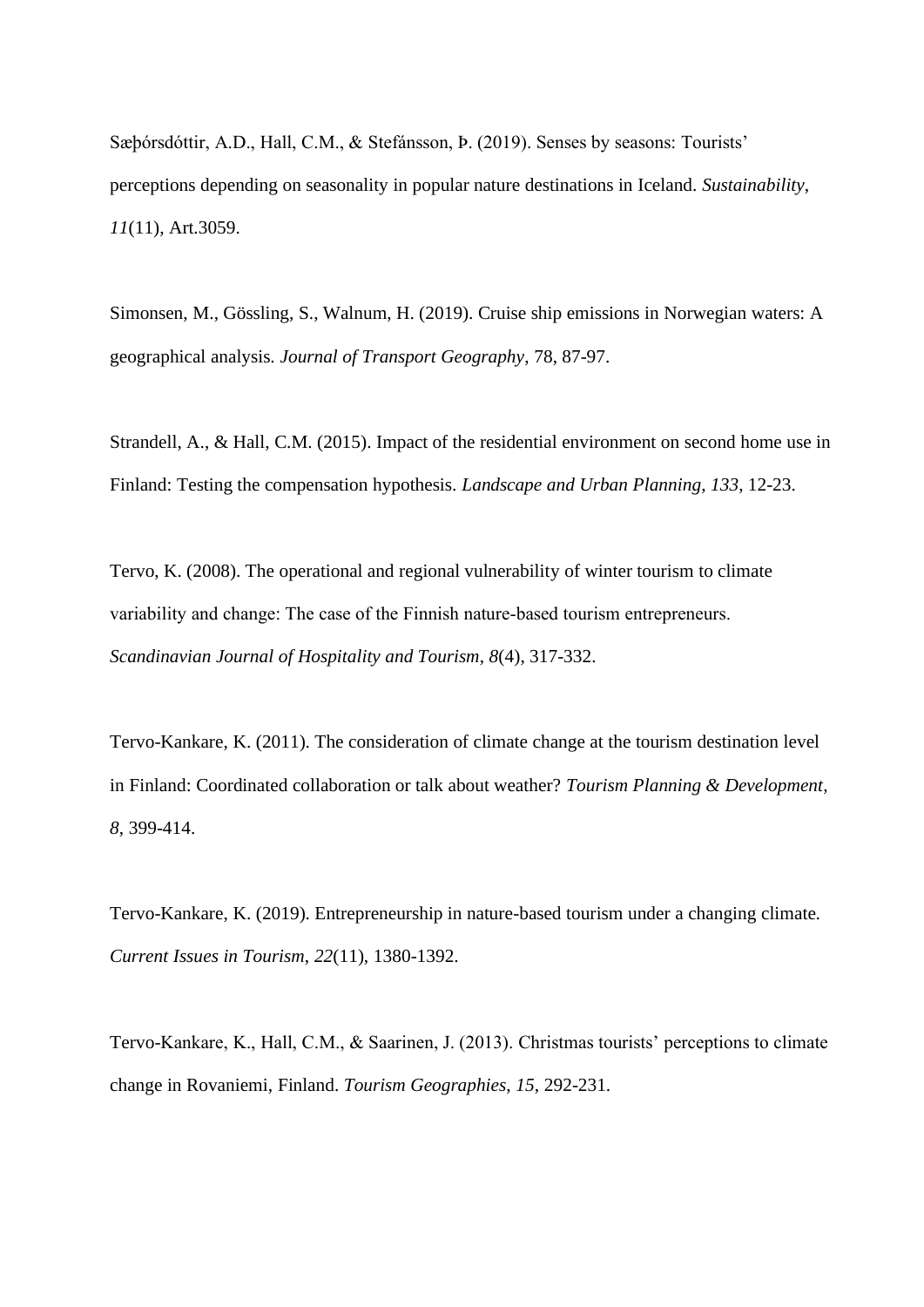Sæþórsdóttir, A.D., Hall, C.M., & Stefánsson, Þ. (2019). Senses by seasons: Tourists' perceptions depending on seasonality in popular nature destinations in Iceland. *Sustainability*, *11*(11), Art.3059.

Simonsen, M., Gössling, S., Walnum, H. (2019). Cruise ship emissions in Norwegian waters: A geographical analysis. *Journal of Transport Geography*, 78, 87-97.

Strandell, A., & Hall, C.M. (2015). Impact of the residential environment on second home use in Finland: Testing the compensation hypothesis. *Landscape and Urban Planning*, *133*, 12-23.

Tervo, K. (2008). The operational and regional vulnerability of winter tourism to climate variability and change: The case of the Finnish nature-based tourism entrepreneurs. *Scandinavian Journal of Hospitality and Tourism*, *8*(4), 317-332.

Tervo-Kankare, K. (2011). The consideration of climate change at the tourism destination level in Finland: Coordinated collaboration or talk about weather? *Tourism Planning & Development*, *8*, 399-414.

Tervo-Kankare, K. (2019). Entrepreneurship in nature-based tourism under a changing climate. *Current Issues in Tourism*, *22*(11), 1380-1392.

Tervo-Kankare, K., Hall, C.M., & Saarinen, J. (2013). Christmas tourists' perceptions to climate change in Rovaniemi, Finland. *Tourism Geographies*, *15*, 292-231.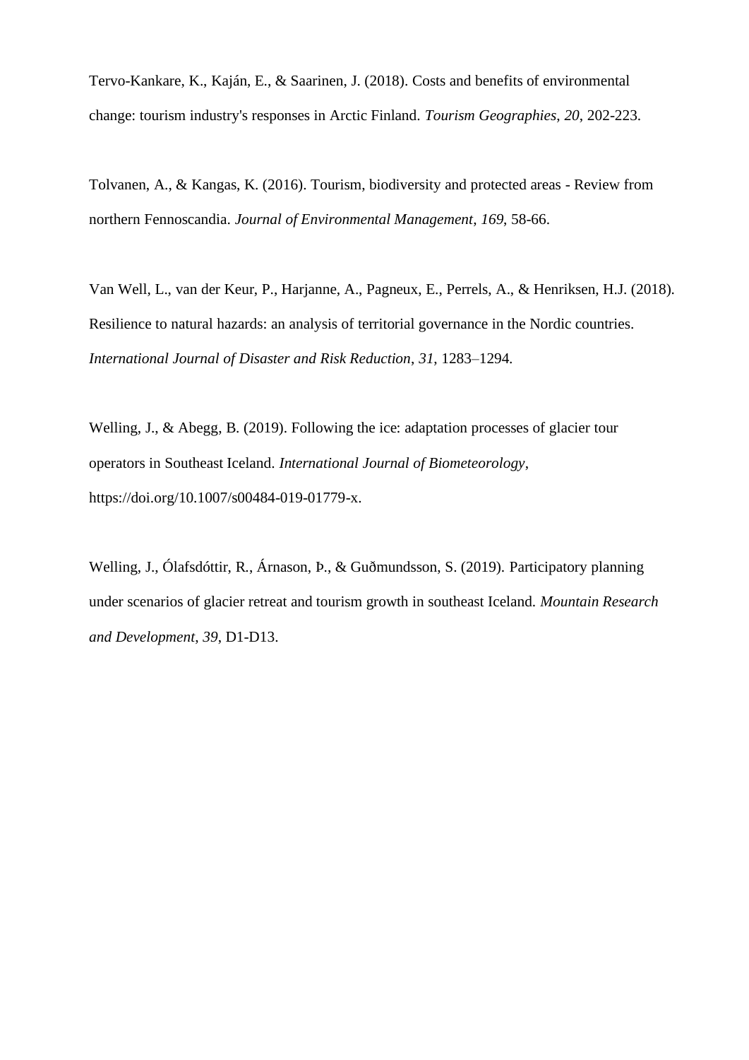Tervo-Kankare, K., Kaján, E., & Saarinen, J. (2018). Costs and benefits of environmental change: tourism industry's responses in Arctic Finland. *Tourism Geographies*, *20*, 202-223.

Tolvanen, A., & Kangas, K. (2016). Tourism, biodiversity and protected areas - Review from northern Fennoscandia. *Journal of Environmental Management*, *169*, 58-66.

Van Well, L., van der Keur, P., Harjanne, A., Pagneux, E., Perrels, A., & Henriksen, H.J. (2018). Resilience to natural hazards: an analysis of territorial governance in the Nordic countries. *International Journal of Disaster and Risk Reduction*, *31*, 1283–1294.

Welling, J., & Abegg, B. (2019). Following the ice: adaptation processes of glacier tour operators in Southeast Iceland. *International Journal of Biometeorology*, https://doi.org/10.1007/s00484-019-01779-x.

Welling, J., Ólafsdóttir, R., Árnason, Þ., & Guðmundsson, S. (2019). Participatory planning under scenarios of glacier retreat and tourism growth in southeast Iceland. *Mountain Research and Development*, *39*, D1-D13.